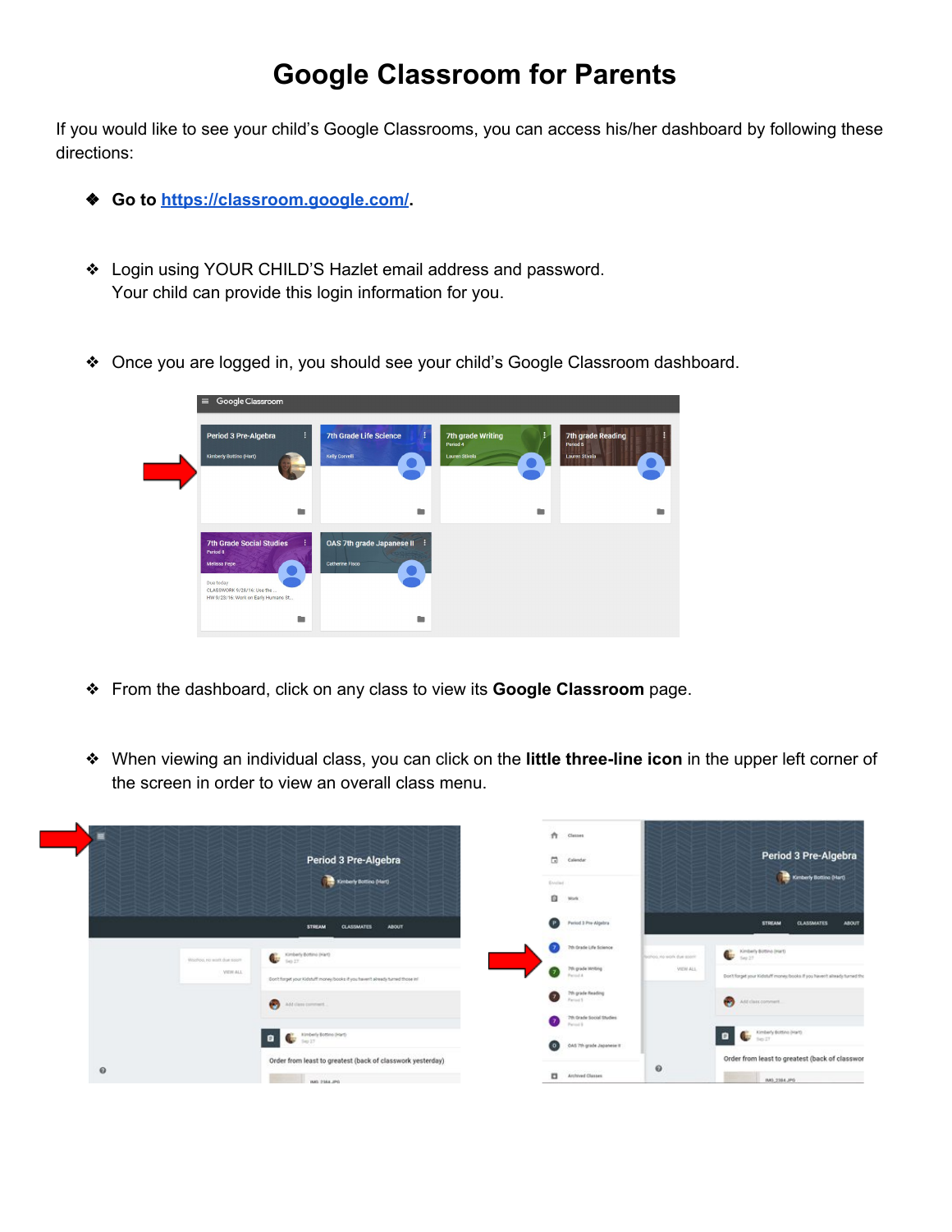# Google Classroom for Parents

If you would like to see your child's Google Classrooms, you can access his/her dashboard by following these directions:

- **Go to [https://classroom.google.com/](https://classroom.google.com/).**

- Login using YOUR CHILD'S Hazlet email address and password.
  Your child can provide this login information for you.

- Once you are logged in, you should see your child's Google Classroom dashboard.

- From the dashboard, click on any class to view its **Google Classroom** page.

- When viewing an individual class, you can click on the **little three-line icon** in the upper left corner of the screen in order to view an overall class menu.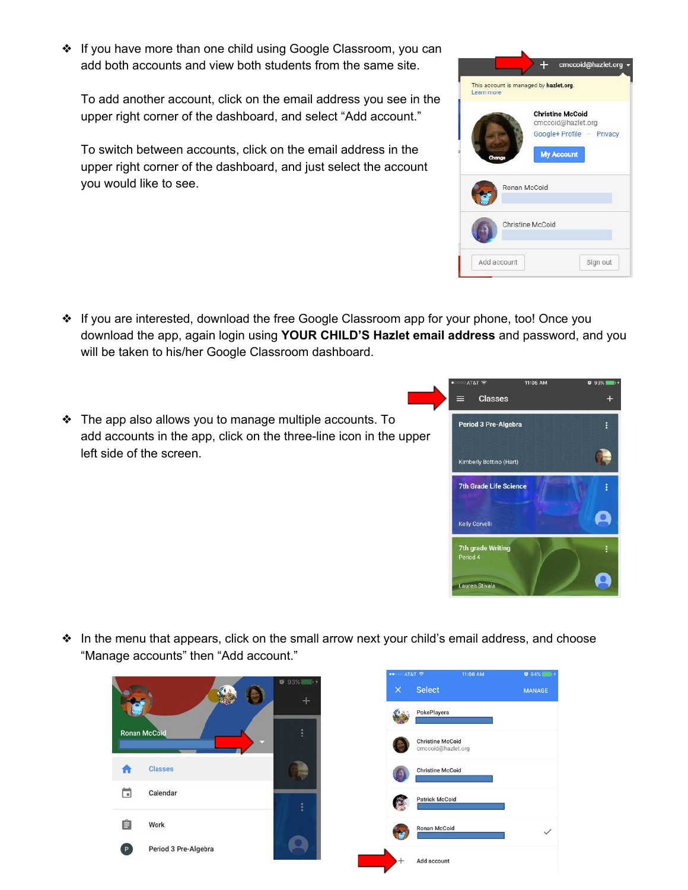- If you have more than one child using Google Classroom, you can add both accounts and view both students from the same site.

  To add another account, click on the email address you see in the upper right corner of the dashboard, and select "Add account."

  To switch between accounts, click on the email address in the upper right corner of the dashboard, and just select the account you would like to see.

- If you are interested, download the free Google Classroom app for your phone, too! Once you download the app, again login using **YOUR CHILD'S Hazlet email address** and password, and you will be taken to his/her Google Classroom dashboard.

- The app also allows you to manage multiple accounts. To add accounts in the app, click on the three-line icon in the upper left side of the screen.

- In the menu that appears, click on the small arrow next your child's email address, and choose "Manage accounts" then "Add account."